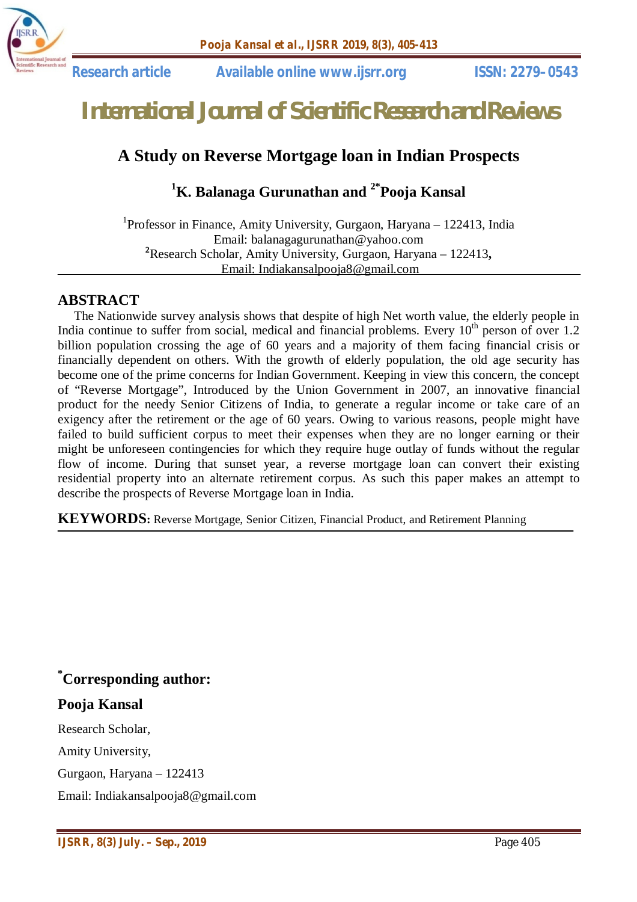Research article Available online www.ijsrr.org ISSN: 2279–0543

# International Journal of Scientific Research and Reviews

## A Study on Reverse Mortgage loan in Indian Prospects

### [1]K. Balanaga Gurunathan and [2*]Pooja Kansal

[1]Professor in Finance, Amity University, Gurgaon, Haryana – 122413, India
Email: balanagagurunathan@yahoo.com
[2]Research Scholar, Amity University, Gurgaon, Haryana – 122413,
Email: Indiakansalpooja8@gmail.com

## ABSTRACT

The Nationwide survey analysis shows that despite of high Net worth value, the elderly people in India continue to suffer from social, medical and financial problems. Every 10th person of over 1.2 billion population crossing the age of 60 years and a majority of them facing financial crisis or financially dependent on others. With the growth of elderly population, the old age security has become one of the prime concerns for Indian Government. Keeping in view this concern, the concept of "Reverse Mortgage", Introduced by the Union Government in 2007, an innovative financial product for the needy Senior Citizens of India, to generate a regular income or take care of an exigency after the retirement or the age of 60 years. Owing to various reasons, people might have failed to build sufficient corpus to meet their expenses when they are no longer earning or their might be unforeseen contingencies for which they require huge outlay of funds without the regular flow of income. During that sunset year, a reverse mortgage loan can convert their existing residential property into an alternate retirement corpus. As such this paper makes an attempt to describe the prospects of Reverse Mortgage loan in India.

**KEYWORDS:** Reverse Mortgage, Senior Citizen, Financial Product, and Retirement Planning

### *Corresponding author:

### Pooja Kansal

Research Scholar,

Amity University,

Gurgaon, Haryana – 122413

Email: Indiakansalpooja8@gmail.com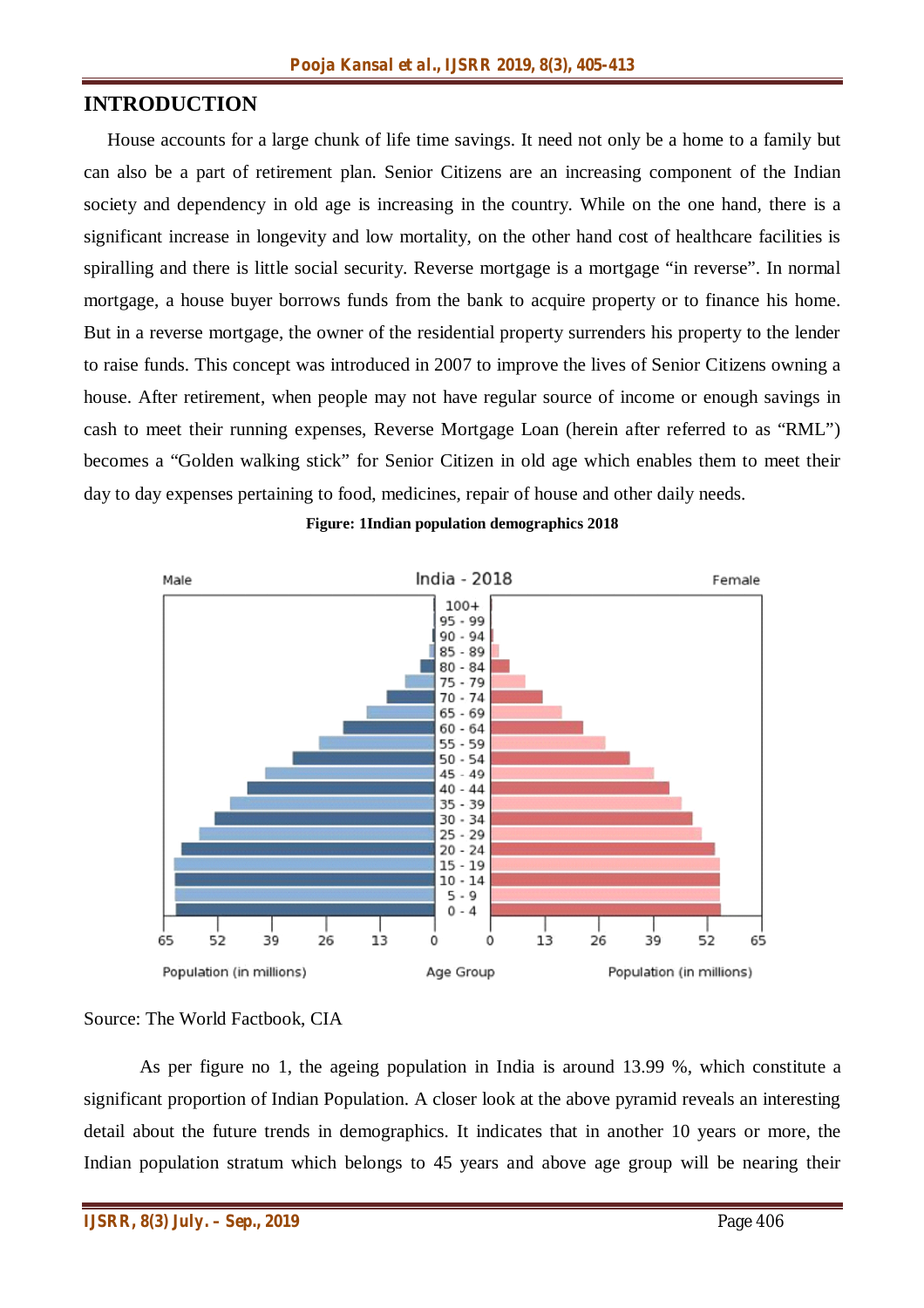## INTRODUCTION

House accounts for a large chunk of life time savings. It need not only be a home to a family but can also be a part of retirement plan. Senior Citizens are an increasing component of the Indian society and dependency in old age is increasing in the country. While on the one hand, there is a significant increase in longevity and low mortality, on the other hand cost of healthcare facilities is spiralling and there is little social security. Reverse mortgage is a mortgage "in reverse". In normal mortgage, a house buyer borrows funds from the bank to acquire property or to finance his home. But in a reverse mortgage, the owner of the residential property surrenders his property to the lender to raise funds. This concept was introduced in 2007 to improve the lives of Senior Citizens owning a house. After retirement, when people may not have regular source of income or enough savings in cash to meet their running expenses, Reverse Mortgage Loan (herein after referred to as "RML") becomes a "Golden walking stick" for Senior Citizen in old age which enables them to meet their day to day expenses pertaining to food, medicines, repair of house and other daily needs.

**Figure: 1Indian population demographics 2018**

India - 2018

Male

Female

100+
95 - 99
90 - 94
85 - 89
80 - 84
75 - 79
70 - 74
65 - 69
60 - 64
55 - 59
50 - 54
45 - 49
40 - 44
35 - 39
30 - 34
25 - 29
20 - 24
15 - 19
10 - 14
5 - 9
0 - 4

65 52 39 26 13 0 0 13 26 39 52 65

Population (in millions)

Age Group

Population (in millions)

Source: The World Factbook, CIA

As per figure no 1, the ageing population in India is around 13.99 %, which constitute a significant proportion of Indian Population. A closer look at the above pyramid reveals an interesting detail about the future trends in demographics. It indicates that in another 10 years or more, the Indian population stratum which belongs to 45 years and above age group will be nearing their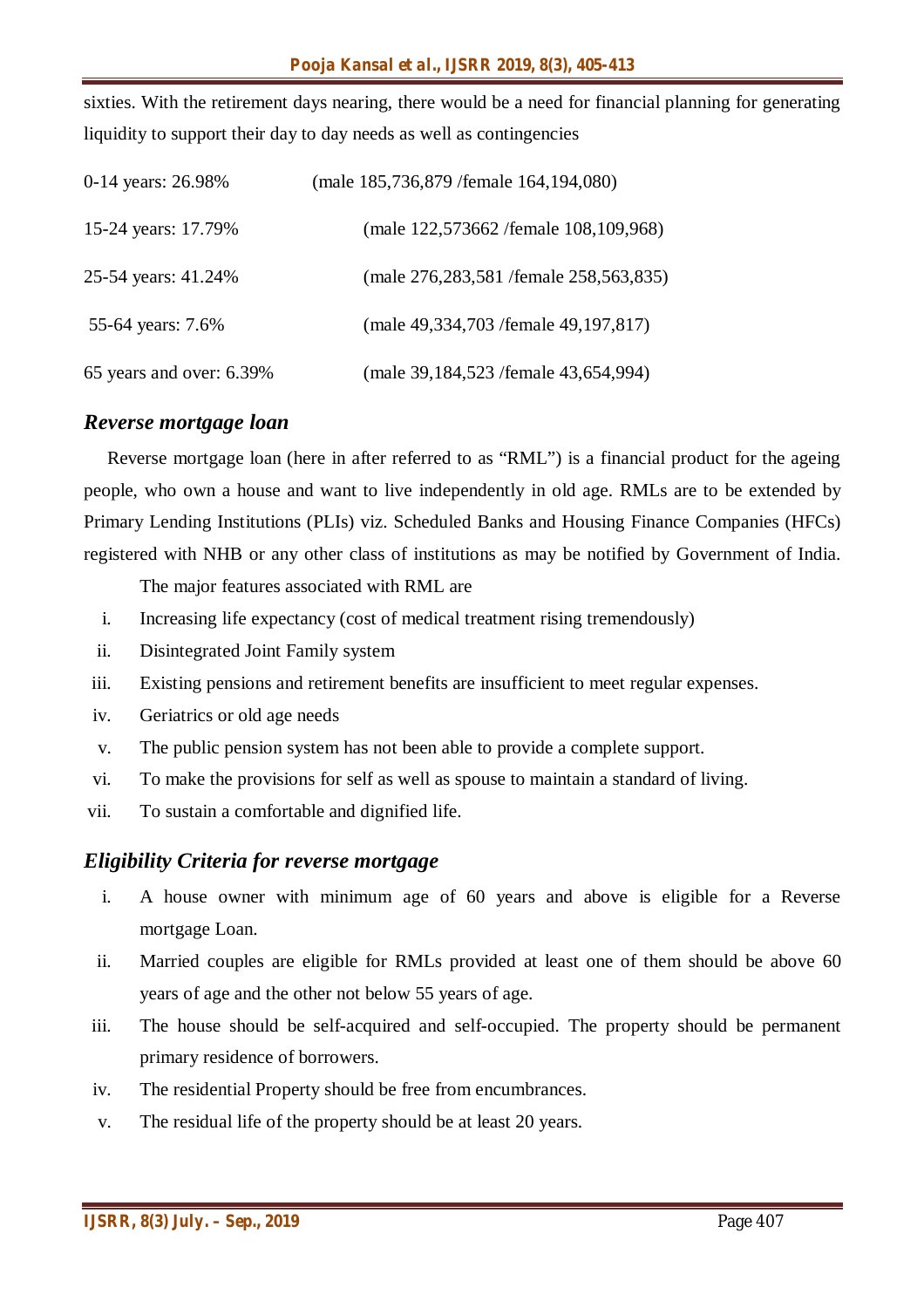sixties. With the retirement days nearing, there would be a need for financial planning for generating liquidity to support their day to day needs as well as contingencies

| | |
|---|---|
| 0-14 years: 26.98% | (male 185,736,879 /female 164,194,080) |
| 15-24 years: 17.79% | (male 122,573662 /female 108,109,968) |
| 25-54 years: 41.24% | (male 276,283,581 /female 258,563,835) |
| 55-64 years: 7.6% | (male 49,334,703 /female 49,197,817) |
| 65 years and over: 6.39% | (male 39,184,523 /female 43,654,994) |

### *Reverse mortgage loan*

Reverse mortgage loan (here in after referred to as "RML") is a financial product for the ageing people, who own a house and want to live independently in old age. RMLs are to be extended by Primary Lending Institutions (PLIs) viz. Scheduled Banks and Housing Finance Companies (HFCs) registered with NHB or any other class of institutions as may be notified by Government of India.

The major features associated with RML are

i. Increasing life expectancy (cost of medical treatment rising tremendously)
ii. Disintegrated Joint Family system
iii. Existing pensions and retirement benefits are insufficient to meet regular expenses.
iv. Geriatrics or old age needs
v. The public pension system has not been able to provide a complete support.
vi. To make the provisions for self as well as spouse to maintain a standard of living.
vii. To sustain a comfortable and dignified life.

### *Eligibility Criteria for reverse mortgage*

i. A house owner with minimum age of 60 years and above is eligible for a Reverse mortgage Loan.
ii. Married couples are eligible for RMLs provided at least one of them should be above 60 years of age and the other not below 55 years of age.
iii. The house should be self-acquired and self-occupied. The property should be permanent primary residence of borrowers.
iv. The residential Property should be free from encumbrances.
v. The residual life of the property should be at least 20 years.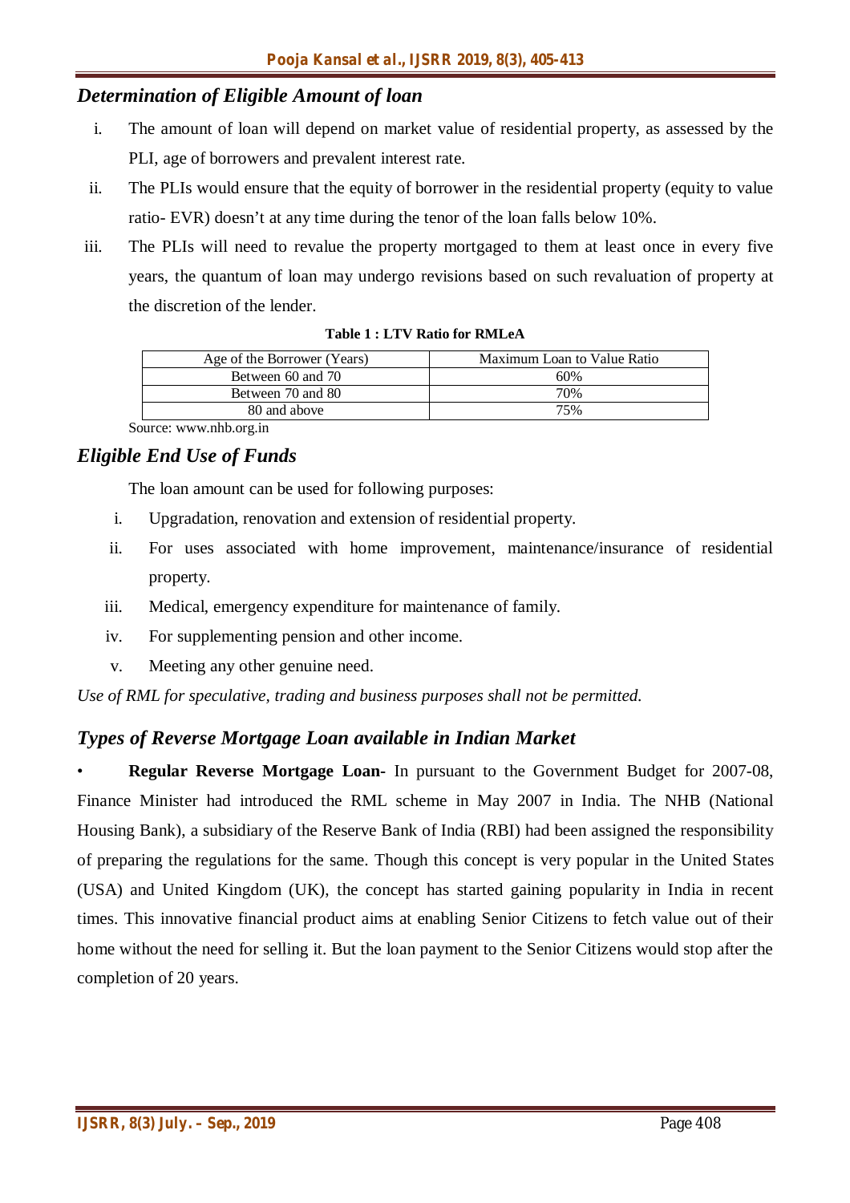## *Determination of Eligible Amount of loan*

i. The amount of loan will depend on market value of residential property, as assessed by the PLI, age of borrowers and prevalent interest rate.

ii. The PLIs would ensure that the equity of borrower in the residential property (equity to value ratio- EVR) doesn't at any time during the tenor of the loan falls below 10%.

iii. The PLIs will need to revalue the property mortgaged to them at least once in every five years, the quantum of loan may undergo revisions based on such revaluation of property at the discretion of the lender.

**Table 1 : LTV Ratio for RMLeA**

| Age of the Borrower (Years) | Maximum Loan to Value Ratio |
|---|---|
| Between 60 and 70 | 60% |
| Between 70 and 80 | 70% |
| 80 and above | 75% |

Source: www.nhb.org.in

## *Eligible End Use of Funds*

The loan amount can be used for following purposes:

i. Upgradation, renovation and extension of residential property.

ii. For uses associated with home improvement, maintenance/insurance of residential property.

iii. Medical, emergency expenditure for maintenance of family.

iv. For supplementing pension and other income.

v. Meeting any other genuine need.

*Use of RML for speculative, trading and business purposes shall not be permitted.*

## *Types of Reverse Mortgage Loan available in Indian Market*

- **Regular Reverse Mortgage Loan-** In pursuant to the Government Budget for 2007-08, Finance Minister had introduced the RML scheme in May 2007 in India. The NHB (National Housing Bank), a subsidiary of the Reserve Bank of India (RBI) had been assigned the responsibility of preparing the regulations for the same. Though this concept is very popular in the United States (USA) and United Kingdom (UK), the concept has started gaining popularity in India in recent times. This innovative financial product aims at enabling Senior Citizens to fetch value out of their home without the need for selling it. But the loan payment to the Senior Citizens would stop after the completion of 20 years.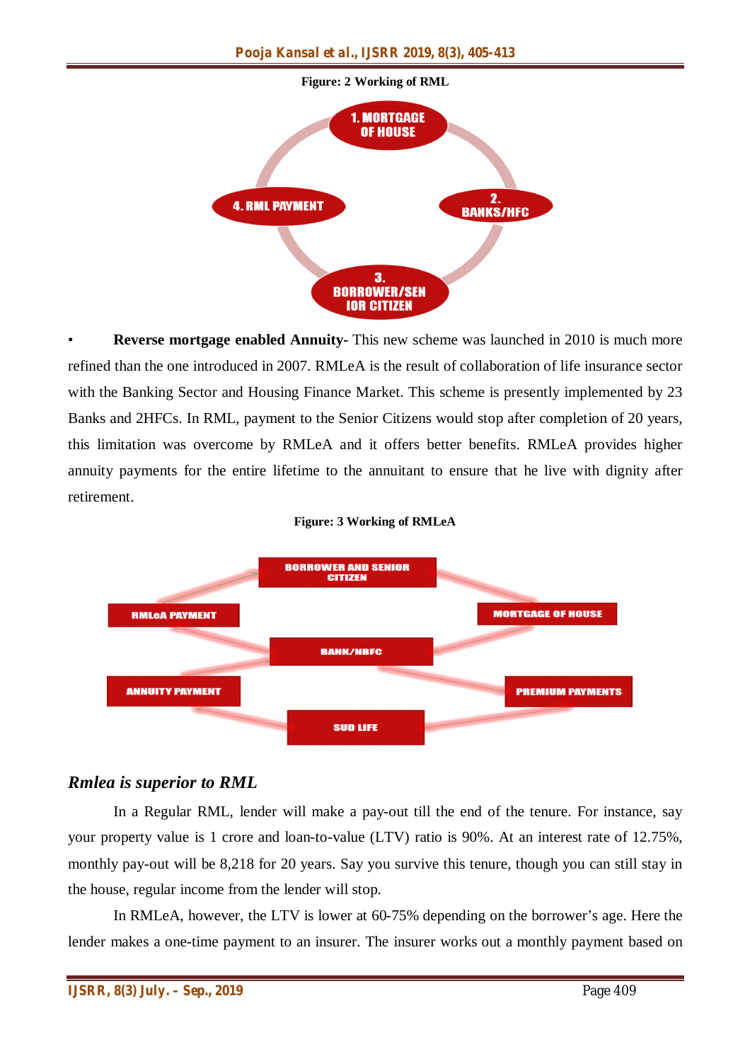**Figure: 2 Working of RML**

1. MORTGAGE OF HOUSE

2. BANKS/HFC

3. BORROWER/SENIOR CITIZEN

4. RML PAYMENT

- **Reverse mortgage enabled Annuity**- This new scheme was launched in 2010 is much more refined than the one introduced in 2007. RMLeA is the result of collaboration of life insurance sector with the Banking Sector and Housing Finance Market. This scheme is presently implemented by 23 Banks and 2HFCs. In RML, payment to the Senior Citizens would stop after completion of 20 years, this limitation was overcome by RMLeA and it offers better benefits. RMLeA provides higher annuity payments for the entire lifetime to the annuitant to ensure that he live with dignity after retirement.

**Figure: 3 Working of RMLeA**

BORROWER AND SENIOR CITIZEN

MORTGAGE OF HOUSE

RMLeA PAYMENT

BANK/NBFC

ANNUITY PAYMENT

PREMIUM PAYMENTS

SUD LIFE

## *Rmlea is superior to RML*

In a Regular RML, lender will make a pay-out till the end of the tenure. For instance, say your property value is 1 crore and loan-to-value (LTV) ratio is 90%. At an interest rate of 12.75%, monthly pay-out will be 8,218 for 20 years. Say you survive this tenure, though you can still stay in the house, regular income from the lender will stop.

In RMLeA, however, the LTV is lower at 60-75% depending on the borrower's age. Here the lender makes a one-time payment to an insurer. The insurer works out a monthly payment based on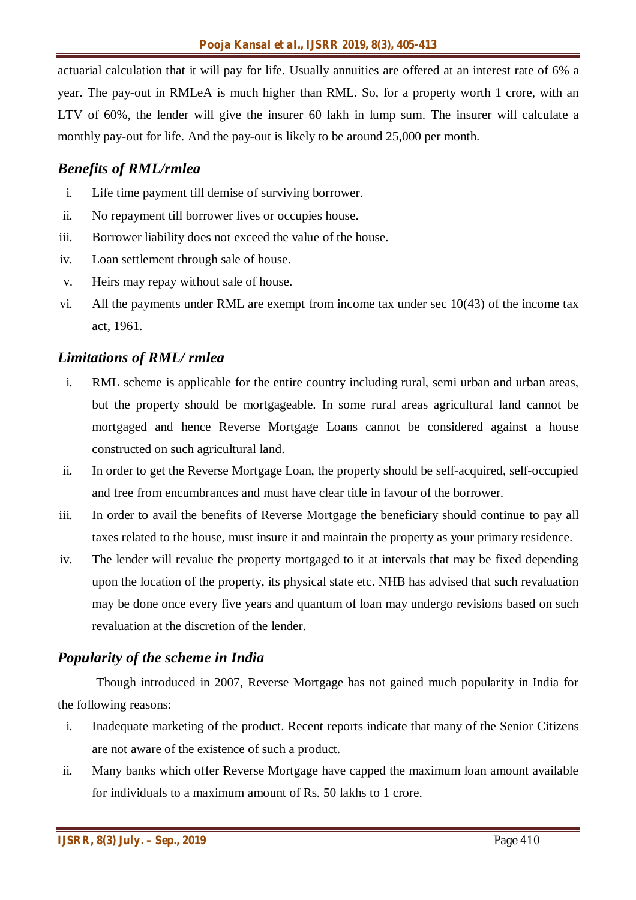actuarial calculation that it will pay for life. Usually annuities are offered at an interest rate of 6% a year. The pay-out in RMLeA is much higher than RML. So, for a property worth 1 crore, with an LTV of 60%, the lender will give the insurer 60 lakh in lump sum. The insurer will calculate a monthly pay-out for life. And the pay-out is likely to be around 25,000 per month.

### *Benefits of RML/rmlea*

i. Life time payment till demise of surviving borrower.
ii. No repayment till borrower lives or occupies house.
iii. Borrower liability does not exceed the value of the house.
iv. Loan settlement through sale of house.
v. Heirs may repay without sale of house.
vi. All the payments under RML are exempt from income tax under sec 10(43) of the income tax act, 1961.

### *Limitations of RML/ rmlea*

i. RML scheme is applicable for the entire country including rural, semi urban and urban areas, but the property should be mortgageable. In some rural areas agricultural land cannot be mortgaged and hence Reverse Mortgage Loans cannot be considered against a house constructed on such agricultural land.
ii. In order to get the Reverse Mortgage Loan, the property should be self-acquired, self-occupied and free from encumbrances and must have clear title in favour of the borrower.
iii. In order to avail the benefits of Reverse Mortgage the beneficiary should continue to pay all taxes related to the house, must insure it and maintain the property as your primary residence.
iv. The lender will revalue the property mortgaged to it at intervals that may be fixed depending upon the location of the property, its physical state etc. NHB has advised that such revaluation may be done once every five years and quantum of loan may undergo revisions based on such revaluation at the discretion of the lender.

### *Popularity of the scheme in India*

Though introduced in 2007, Reverse Mortgage has not gained much popularity in India for the following reasons:

i. Inadequate marketing of the product. Recent reports indicate that many of the Senior Citizens are not aware of the existence of such a product.
ii. Many banks which offer Reverse Mortgage have capped the maximum loan amount available for individuals to a maximum amount of Rs. 50 lakhs to 1 crore.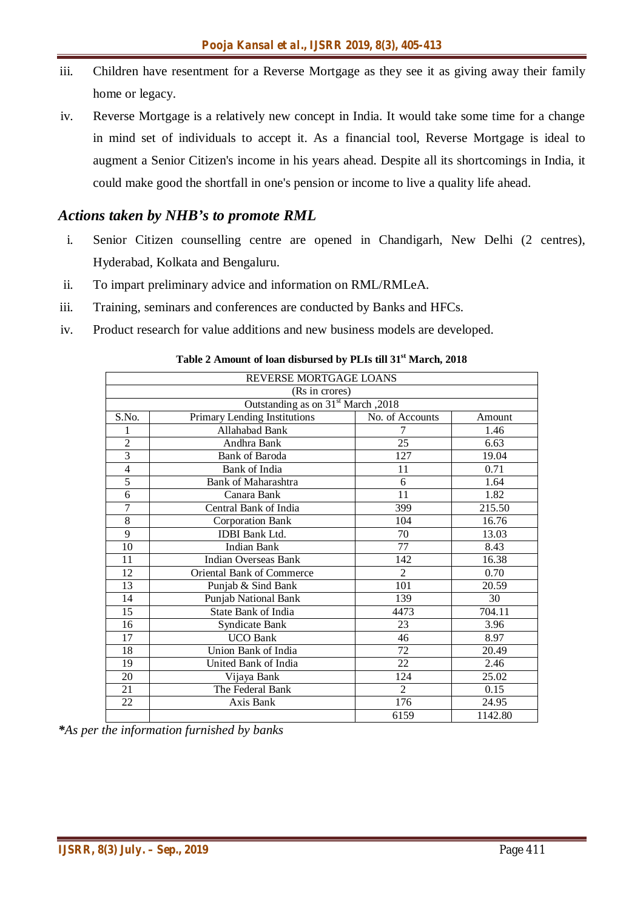iii. Children have resentment for a Reverse Mortgage as they see it as giving away their family home or legacy.

iv. Reverse Mortgage is a relatively new concept in India. It would take some time for a change in mind set of individuals to accept it. As a financial tool, Reverse Mortgage is ideal to augment a Senior Citizen's income in his years ahead. Despite all its shortcomings in India, it could make good the shortfall in one's pension or income to live a quality life ahead.

## *Actions taken by NHB's to promote RML*

i. Senior Citizen counselling centre are opened in Chandigarh, New Delhi (2 centres), Hyderabad, Kolkata and Bengaluru.
ii. To impart preliminary advice and information on RML/RMLeA.
iii. Training, seminars and conferences are conducted by Banks and HFCs.
iv. Product research for value additions and new business models are developed.

**Table 2 Amount of loan disbursed by PLIs till 31st March, 2018**

| REVERSE MORTGAGE LOANS (Rs in crores) Outstanding as on 31st March ,2018 | | | |
|---|---|---|---|
| S.No. | Primary Lending Institutions | No. of Accounts | Amount |
| 1 | Allahabad Bank | 7 | 1.46 |
| 2 | Andhra Bank | 25 | 6.63 |
| 3 | Bank of Baroda | 127 | 19.04 |
| 4 | Bank of India | 11 | 0.71 |
| 5 | Bank of Maharashtra | 6 | 1.64 |
| 6 | Canara Bank | 11 | 1.82 |
| 7 | Central Bank of India | 399 | 215.50 |
| 8 | Corporation Bank | 104 | 16.76 |
| 9 | IDBI Bank Ltd. | 70 | 13.03 |
| 10 | Indian Bank | 77 | 8.43 |
| 11 | Indian Overseas Bank | 142 | 16.38 |
| 12 | Oriental Bank of Commerce | 2 | 0.70 |
| 13 | Punjab & Sind Bank | 101 | 20.59 |
| 14 | Punjab National Bank | 139 | 30 |
| 15 | State Bank of India | 4473 | 704.11 |
| 16 | Syndicate Bank | 23 | 3.96 |
| 17 | UCO Bank | 46 | 8.97 |
| 18 | Union Bank of India | 72 | 20.49 |
| 19 | United Bank of India | 22 | 2.46 |
| 20 | Vijaya Bank | 124 | 25.02 |
| 21 | The Federal Bank | 2 | 0.15 |
| 22 | Axis Bank | 176 | 24.95 |
| | | 6159 | 1142.80 |

***As per the information furnished by banks***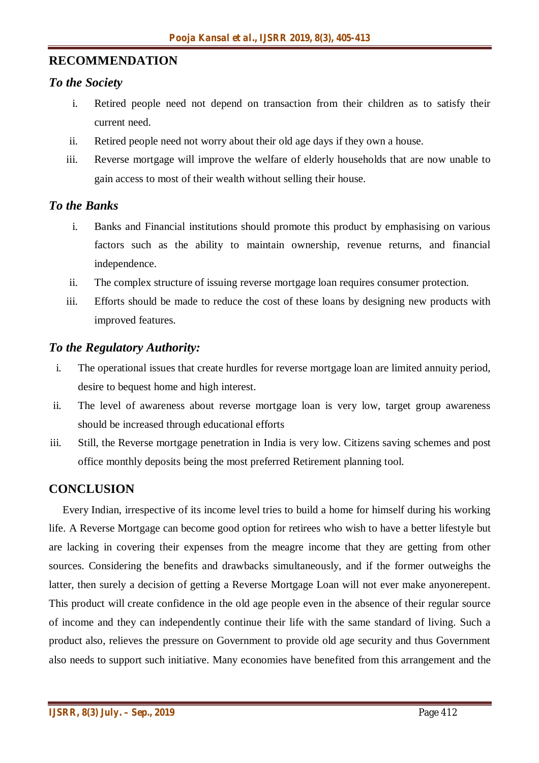## RECOMMENDATION

### *To the Society*

i. Retired people need not depend on transaction from their children as to satisfy their current need.
ii. Retired people need not worry about their old age days if they own a house.
iii. Reverse mortgage will improve the welfare of elderly households that are now unable to gain access to most of their wealth without selling their house.

### *To the Banks*

i. Banks and Financial institutions should promote this product by emphasising on various factors such as the ability to maintain ownership, revenue returns, and financial independence.
ii. The complex structure of issuing reverse mortgage loan requires consumer protection.
iii. Efforts should be made to reduce the cost of these loans by designing new products with improved features.

### *To the Regulatory Authority:*

i. The operational issues that create hurdles for reverse mortgage loan are limited annuity period, desire to bequest home and high interest.
ii. The level of awareness about reverse mortgage loan is very low, target group awareness should be increased through educational efforts
iii. Still, the Reverse mortgage penetration in India is very low. Citizens saving schemes and post office monthly deposits being the most preferred Retirement planning tool.

## CONCLUSION

Every Indian, irrespective of its income level tries to build a home for himself during his working life. A Reverse Mortgage can become good option for retirees who wish to have a better lifestyle but are lacking in covering their expenses from the meagre income that they are getting from other sources. Considering the benefits and drawbacks simultaneously, and if the former outweighs the latter, then surely a decision of getting a Reverse Mortgage Loan will not ever make anyonerepent. This product will create confidence in the old age people even in the absence of their regular source of income and they can independently continue their life with the same standard of living. Such a product also, relieves the pressure on Government to provide old age security and thus Government also needs to support such initiative. Many economies have benefited from this arrangement and the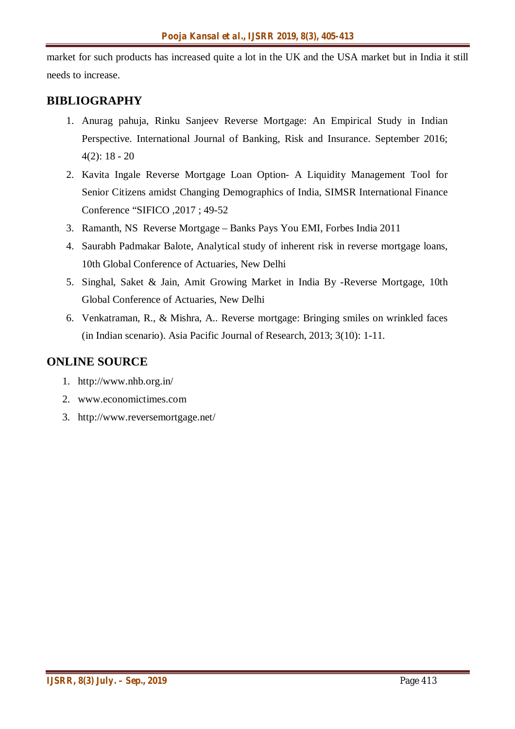market for such products has increased quite a lot in the UK and the USA market but in India it still needs to increase.

## BIBLIOGRAPHY

1. Anurag pahuja, Rinku Sanjeev Reverse Mortgage: An Empirical Study in Indian Perspective. International Journal of Banking, Risk and Insurance. September 2016; 4(2): 18 - 20
2. Kavita Ingale Reverse Mortgage Loan Option- A Liquidity Management Tool for Senior Citizens amidst Changing Demographics of India, SIMSR International Finance Conference "SIFICO ,2017 ; 49-52
3. Ramanth, NS Reverse Mortgage – Banks Pays You EMI, Forbes India 2011
4. Saurabh Padmakar Balote, Analytical study of inherent risk in reverse mortgage loans, 10th Global Conference of Actuaries, New Delhi
5. Singhal, Saket & Jain, Amit Growing Market in India By -Reverse Mortgage, 10th Global Conference of Actuaries, New Delhi
6. Venkatraman, R., & Mishra, A.. Reverse mortgage: Bringing smiles on wrinkled faces (in Indian scenario). Asia Pacific Journal of Research, 2013; 3(10): 1-11.

## ONLINE SOURCE

1. http://www.nhb.org.in/
2. www.economictimes.com
3. http://www.reversemortgage.net/